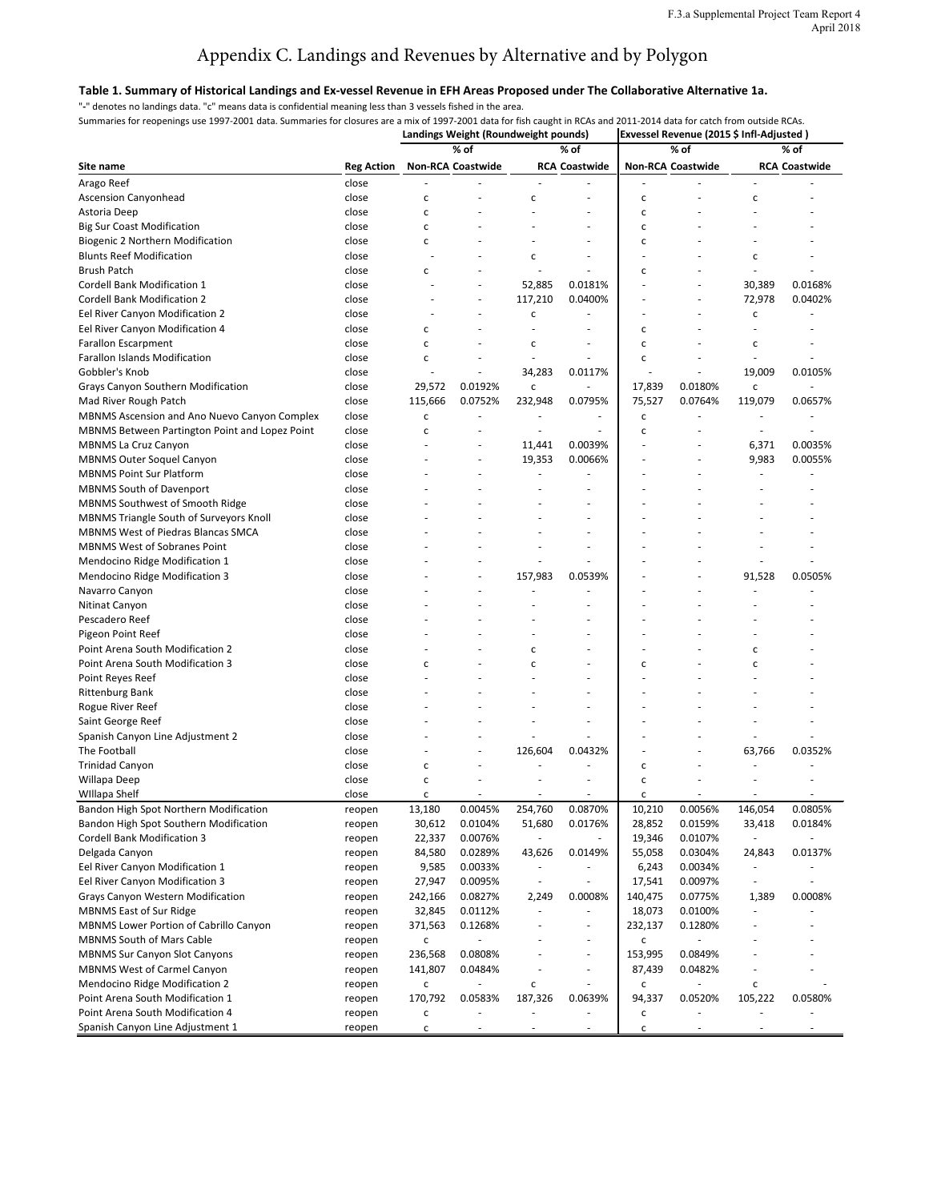# Appendix C. Landings and Revenues by Alternative and by Polygon

**Table 1. Summary of Historical Landings and Ex-vessel Revenue in EFH Areas Proposed under The Collaborative Alternative 1a.**

"-" denotes no landings data. "c" means data is confidential meaning less than 3 vessels fished in the area.

Summaries for reopenings use 1997-2001 data. Summaries for closures are a mix of 1997-2001 data for fish caught in RCAs and 2011-2014 data for catch from outside RCAs.

| | | Landings Weight (Roundweight pounds) | | | | Exvessel Revenue (2015 $ Infl-Adjusted ) | | | |
|---|---|---|---|---|---|---|---|---|---|
| | | | % of | | % of | | % of | | % of |
| Site name | Reg Action | Non-RCA | Coastwide | RCA | Coastwide | Non-RCA | Coastwide | RCA | Coastwide |
| Arago Reef | close | - | - | - | - | - | - | - | - |
| Ascension Canyonhead | close | c | - | c | - | c | - | c | - |
| Astoria Deep | close | c | - | - | - | c | - | - | - |
| Big Sur Coast Modification | close | c | - | - | - | c | - | - | - |
| Biogenic 2 Northern Modification | close | c | - | - | - | c | - | - | - |
| Blunts Reef Modification | close | - | - | c | - | - | - | c | - |
| Brush Patch | close | c | - | - | - | c | - | - | - |
| Cordell Bank Modification 1 | close | - | - | 52,885 | 0.0181% | - | - | 30,389 | 0.0168% |
| Cordell Bank Modification 2 | close | - | - | 117,210 | 0.0400% | - | - | 72,978 | 0.0402% |
| Eel River Canyon Modification 2 | close | - | - | c | - | - | - | c | - |
| Eel River Canyon Modification 4 | close | c | - | - | - | c | - | - | - |
| Farallon Escarpment | close | c | - | c | - | c | - | c | - |
| Farallon Islands Modification | close | c | - | - | - | c | - | - | - |
| Gobbler's Knob | close | - | - | 34,283 | 0.0117% | - | - | 19,009 | 0.0105% |
| Grays Canyon Southern Modification | close | 29,572 | 0.0192% | c | - | 17,839 | 0.0180% | c | - |
| Mad River Rough Patch | close | 115,666 | 0.0752% | 232,948 | 0.0795% | 75,527 | 0.0764% | 119,079 | 0.0657% |
| MBNMS Ascension and Ano Nuevo Canyon Complex | close | c | - | - | - | c | - | - | - |
| MBNMS Between Partington Point and Lopez Point | close | c | - | - | - | c | - | - | - |
| MBNMS La Cruz Canyon | close | - | - | 11,441 | 0.0039% | - | - | 6,371 | 0.0035% |
| MBNMS Outer Soquel Canyon | close | - | - | 19,353 | 0.0066% | - | - | 9,983 | 0.0055% |
| MBNMS Point Sur Platform | close | - | - | - | - | - | - | - | - |
| MBNMS South of Davenport | close | - | - | - | - | - | - | - | - |
| MBNMS Southwest of Smooth Ridge | close | - | - | - | - | - | - | - | - |
| MBNMS Triangle South of Surveyors Knoll | close | - | - | - | - | - | - | - | - |
| MBNMS West of Piedras Blancas SMCA | close | - | - | - | - | - | - | - | - |
| MBNMS West of Sobranes Point | close | - | - | - | - | - | - | - | - |
| Mendocino Ridge Modification 1 | close | - | - | - | - | - | - | - | - |
| Mendocino Ridge Modification 3 | close | - | - | 157,983 | 0.0539% | - | - | 91,528 | 0.0505% |
| Navarro Canyon | close | - | - | - | - | - | - | - | - |
| Nitinat Canyon | close | - | - | - | - | - | - | - | - |
| Pescadero Reef | close | - | - | - | - | - | - | - | - |
| Pigeon Point Reef | close | - | - | - | - | - | - | - | - |
| Point Arena South Modification 2 | close | - | - | c | - | - | - | c | - |
| Point Arena South Modification 3 | close | c | - | c | - | c | - | c | - |
| Point Reyes Reef | close | - | - | - | - | - | - | - | - |
| Rittenburg Bank | close | - | - | - | - | - | - | - | - |
| Rogue River Reef | close | - | - | - | - | - | - | - | - |
| Saint George Reef | close | - | - | - | - | - | - | - | - |
| Spanish Canyon Line Adjustment 2 | close | - | - | - | - | - | - | - | - |
| The Football | close | - | - | 126,604 | 0.0432% | - | - | 63,766 | 0.0352% |
| Trinidad Canyon | close | c | - | - | - | c | - | - | - |
| Willapa Deep | close | c | - | - | - | c | - | - | - |
| WIllapa Shelf | close | c | - | - | - | c | - | - | - |
| Bandon High Spot Northern Modification | reopen | 13,180 | 0.0045% | 254,760 | 0.0870% | 10,210 | 0.0056% | 146,054 | 0.0805% |
| Bandon High Spot Southern Modification | reopen | 30,612 | 0.0104% | 51,680 | 0.0176% | 28,852 | 0.0159% | 33,418 | 0.0184% |
| Cordell Bank Modification 3 | reopen | 22,337 | 0.0076% | - | - | 19,346 | 0.0107% | - | - |
| Delgada Canyon | reopen | 84,580 | 0.0289% | 43,626 | 0.0149% | 55,058 | 0.0304% | 24,843 | 0.0137% |
| Eel River Canyon Modification 1 | reopen | 9,585 | 0.0033% | - | - | 6,243 | 0.0034% | - | - |
| Eel River Canyon Modification 3 | reopen | 27,947 | 0.0095% | - | - | 17,541 | 0.0097% | - | - |
| Grays Canyon Western Modification | reopen | 242,166 | 0.0827% | 2,249 | 0.0008% | 140,475 | 0.0775% | 1,389 | 0.0008% |
| MBNMS East of Sur Ridge | reopen | 32,845 | 0.0112% | - | - | 18,073 | 0.0100% | - | - |
| MBNMS Lower Portion of Cabrillo Canyon | reopen | 371,563 | 0.1268% | - | - | 232,137 | 0.1280% | - | - |
| MBNMS South of Mars Cable | reopen | c | - | - | - | c | - | - | - |
| MBNMS Sur Canyon Slot Canyons | reopen | 236,568 | 0.0808% | - | - | 153,995 | 0.0849% | - | - |
| MBNMS West of Carmel Canyon | reopen | 141,807 | 0.0484% | - | - | 87,439 | 0.0482% | - | - |
| Mendocino Ridge Modification 2 | reopen | c | - | c | - | c | - | c | - |
| Point Arena South Modification 1 | reopen | 170,792 | 0.0583% | 187,326 | 0.0639% | 94,337 | 0.0520% | 105,222 | 0.0580% |
| Point Arena South Modification 4 | reopen | c | - | - | - | c | - | - | - |
| Spanish Canyon Line Adjustment 1 | reopen | c | - | - | - | c | - | - | - |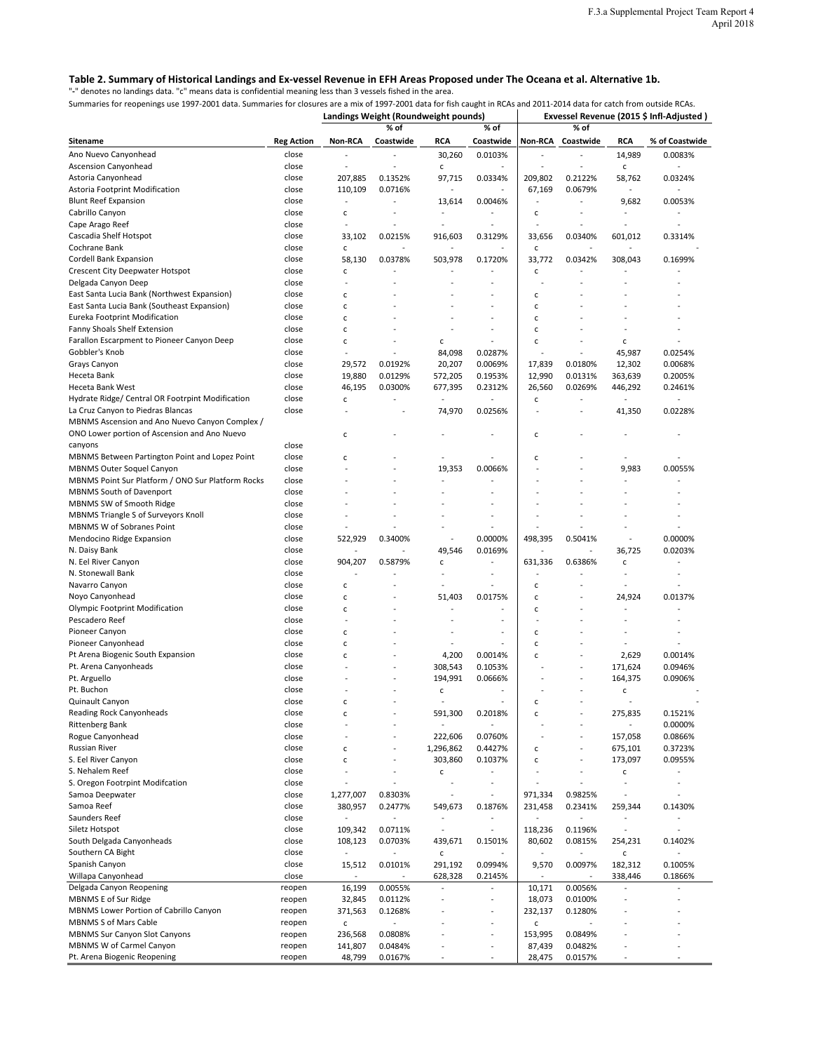**Table 2. Summary of Historical Landings and Ex-vessel Revenue in EFH Areas Proposed under The Oceana et al. Alternative 1b.**

"-" denotes no landings data. "c" means data is confidential meaning less than 3 vessels fished in the area.

Summaries for closures are a mix of 1997-2001 data for fish caught in RCAs and 2011-2014 data for catch from outside RCAs. Summaries for reopenings use 1997-2001 data.

| | | Landings Weight (Roundweight pounds) | | | | Exvessel Revenue (2015 $ Infl-Adjusted ) | | | |
|---|---|---|---|---|---|---|---|---|---|
| Sitename | Reg Action | Non-RCA | % of Coastwide | RCA | % of Coastwide | Non-RCA | % of Coastwide | RCA | % of Coastwide |
| Ano Nuevo Canyonhead | close | - | - | 30,260 | 0.0103% | - | - | 14,989 | 0.0083% |
| Ascension Canyonhead | close | - | - | c | - | - | - | c | - |
| Astoria Canyonhead | close | 207,885 | 0.1352% | 97,715 | 0.0334% | 209,802 | 0.2122% | 58,762 | 0.0324% |
| Astoria Footprint Modification | close | 110,109 | 0.0716% | - | - | 67,169 | 0.0679% | - | - |
| Blunt Reef Expansion | close | - | - | 13,614 | 0.0046% | - | - | 9,682 | 0.0053% |
| Cabrillo Canyon | close | c | - | - | - | c | - | - | - |
| Cape Arago Reef | close | - | - | - | - | - | - | - | - |
| Cascadia Shelf Hotspot | close | 33,102 | 0.0215% | 916,603 | 0.3129% | 33,656 | 0.0340% | 601,012 | 0.3314% |
| Cochrane Bank | close | c | - | - | - | c | - | - | - |
| Cordell Bank Expansion | close | 58,130 | 0.0378% | 503,978 | 0.1720% | 33,772 | 0.0342% | 308,043 | 0.1699% |
| Crescent City Deepwater Hotspot | close | c | - | - | - | c | - | - | - |
| Delgada Canyon Deep | close | - | - | - | - | - | - | - | - |
| East Santa Lucia Bank (Northwest Expansion) | close | c | - | - | - | c | - | - | - |
| East Santa Lucia Bank (Southeast Expansion) | close | c | - | - | - | c | - | - | - |
| Eureka Footprint Modification | close | c | - | - | - | c | - | - | - |
| Fanny Shoals Shelf Extension | close | c | - | - | - | c | - | - | - |
| Farallon Escarpment to Pioneer Canyon Deep | close | c | - | c | - | c | - | c | - |
| Gobbler's Knob | close | - | - | 84,098 | 0.0287% | - | - | 45,987 | 0.0254% |
| Grays Canyon | close | 29,572 | 0.0192% | 20,207 | 0.0069% | 17,839 | 0.0180% | 12,302 | 0.0068% |
| Heceta Bank | close | 19,880 | 0.0129% | 572,205 | 0.1953% | 12,990 | 0.0131% | 363,639 | 0.2005% |
| Heceta Bank West | close | 46,195 | 0.0300% | 677,395 | 0.2312% | 26,560 | 0.0269% | 446,292 | 0.2461% |
| Hydrate Ridge/ Central OR Footprint Modification | close | c | - | - | - | c | - | - | - |
| La Cruz Canyon to Piedras Blancas | close | - | - | 74,970 | 0.0256% | - | - | 41,350 | 0.0228% |
| MBNMS Ascension and Ano Nuevo Canyon Complex / ONO Lower portion of Ascension and Ano Nuevo canyons | close | c | - | - | - | c | - | - | - |
| MBNMS Between Partington Point and Lopez Point | close | c | - | - | - | c | - | - | - |
| MBNMS Outer Soquel Canyon | close | - | - | 19,353 | 0.0066% | - | - | 9,983 | 0.0055% |
| MBNMS Point Sur Platform / ONO Sur Platform Rocks | close | - | - | - | - | - | - | - | - |
| MBNMS South of Davenport | close | - | - | - | - | - | - | - | - |
| MBNMS SW of Smooth Ridge | close | - | - | - | - | - | - | - | - |
| MBNMS Triangle S of Surveyors Knoll | close | - | - | - | - | - | - | - | - |
| MBNMS W of Sobranes Point | close | - | - | - | - | - | - | - | - |
| Mendocino Ridge Expansion | close | 522,929 | 0.3400% | - | 0.0000% | 498,395 | 0.5041% | - | 0.0000% |
| N. Daisy Bank | close | - | - | 49,546 | 0.0169% | - | - | 36,725 | 0.0203% |
| N. Eel River Canyon | close | 904,207 | 0.5879% | c | - | 631,336 | 0.6386% | c | - |
| N. Stonewall Bank | close | - | - | - | - | - | - | - | - |
| Navarro Canyon | close | c | - | - | - | c | - | - | - |
| Noyo Canyonhead | close | c | - | 51,403 | 0.0175% | c | - | 24,924 | 0.0137% |
| Olympic Footprint Modification | close | c | - | - | - | c | - | - | - |
| Pescadero Reef | close | - | - | - | - | - | - | - | - |
| Pioneer Canyon | close | c | - | - | - | c | - | - | - |
| Pioneer Canyonhead | close | c | - | - | - | c | - | - | - |
| Pt Arena Biogenic South Expansion | close | c | - | 4,200 | 0.0014% | c | - | 2,629 | 0.0014% |
| Pt. Arena Canyonheads | close | - | - | 308,543 | 0.1053% | - | - | 171,624 | 0.0946% |
| Pt. Arguello | close | - | - | 194,991 | 0.0666% | - | - | 164,375 | 0.0906% |
| Pt. Buchon | close | - | - | c | - | - | - | c | - |
| Quinault Canyon | close | c | - | - | - | c | - | - | - |
| Reading Rock Canyonheads | close | c | - | 591,300 | 0.2018% | c | - | 275,835 | 0.1521% |
| Rittenberg Bank | close | - | - | - | - | - | - | - | 0.0000% |
| Rogue Canyonhead | close | - | - | 222,606 | 0.0760% | - | - | 157,058 | 0.0866% |
| Russian River | close | c | - | 1,296,862 | 0.4427% | c | - | 675,101 | 0.3723% |
| S. Eel River Canyon | close | c | - | 303,860 | 0.1037% | c | - | 173,097 | 0.0955% |
| S. Nehalem Reef | close | - | - | c | - | - | - | c | - |
| S. Oregon Footprint Modifcation | close | - | - | - | - | - | - | - | - |
| Samoa Deepwater | close | 1,277,007 | 0.8303% | - | - | 971,334 | 0.9825% | - | - |
| Samoa Reef | close | 380,957 | 0.2477% | 549,673 | 0.1876% | 231,458 | 0.2341% | 259,344 | 0.1430% |
| Saunders Reef | close | - | - | - | - | - | - | - | - |
| Siletz Hotspot | close | 109,342 | 0.0711% | - | - | 118,236 | 0.1196% | - | - |
| South Delgada Canyonheads | close | 108,123 | 0.0703% | 439,671 | 0.1501% | 80,602 | 0.0815% | 254,231 | 0.1402% |
| Southern CA Bight | close | - | - | c | - | - | - | c | - |
| Spanish Canyon | close | 15,512 | 0.0101% | 291,192 | 0.0994% | 9,570 | 0.0097% | 182,312 | 0.1005% |
| Willapa Canyonhead | close | - | - | 628,328 | 0.2145% | - | - | 338,446 | 0.1866% |
| Delgada Canyon Reopening | reopen | 16,199 | 0.0055% | - | - | 10,171 | 0.0056% | - | - |
| MBNMS E of Sur Ridge | reopen | 32,845 | 0.0112% | - | - | 18,073 | 0.0100% | - | - |
| MBNMS Lower Portion of Cabrillo Canyon | reopen | 371,563 | 0.1268% | - | - | 232,137 | 0.1280% | - | - |
| MBNMS S of Mars Cable | reopen | c | - | - | - | c | - | - | - |
| MBNMS Sur Canyon Slot Canyons | reopen | 236,568 | 0.0808% | - | - | 153,995 | 0.0849% | - | - |
| MBNMS W of Carmel Canyon | reopen | 141,807 | 0.0484% | - | - | 87,439 | 0.0482% | - | - |
| Pt. Arena Biogenic Reopening | reopen | 48,799 | 0.0167% | - | - | 28,475 | 0.0157% | - | - |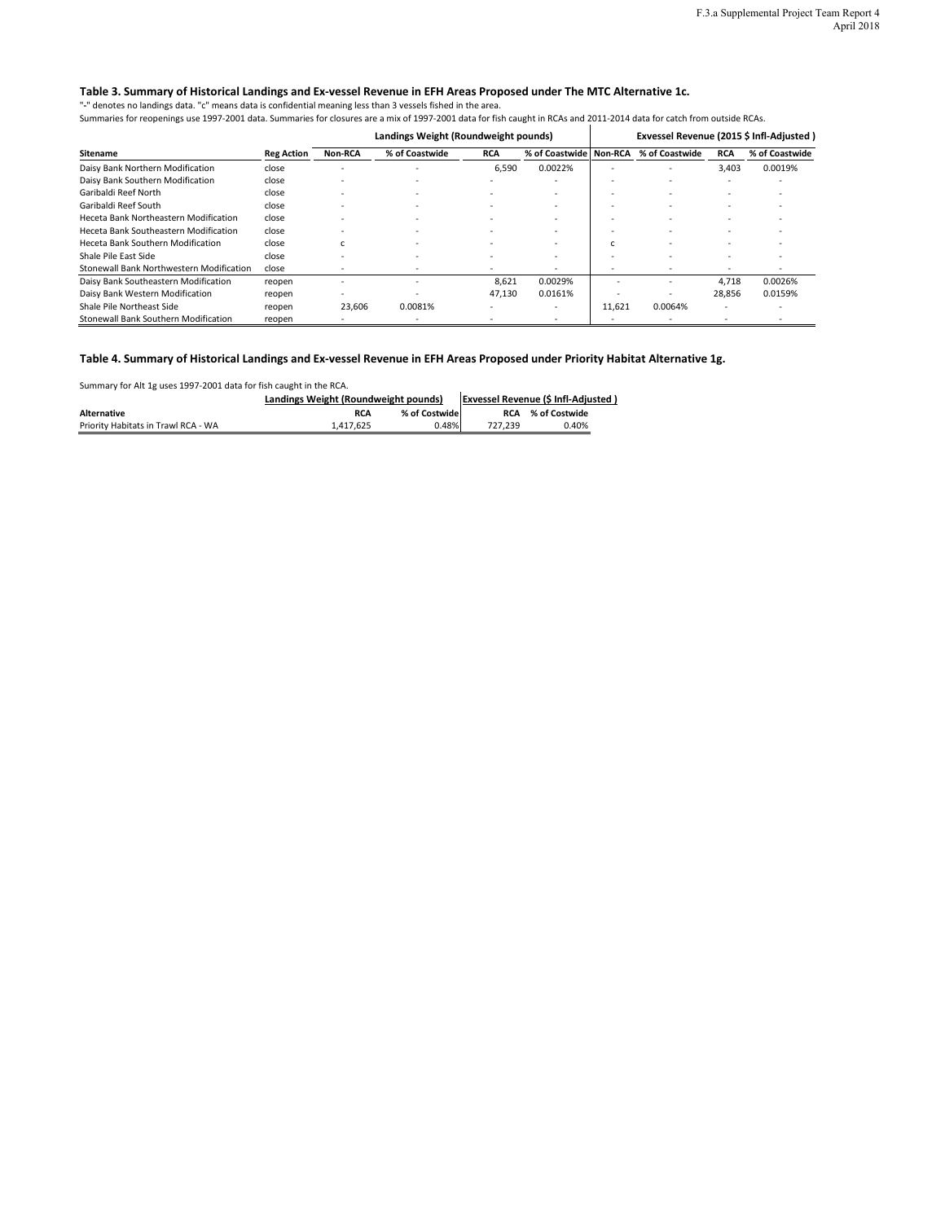### Table 3. Summary of Historical Landings and Ex-vessel Revenue in EFH Areas Proposed under The MTC Alternative 1c.

"-" denotes no landings data. "c" means data is confidential meaning less than 3 vessels fished in the area.

Summaries for reopenings use 1997-2001 data. Summaries for closures are a mix of 1997-2001 data for fish caught in RCAs and 2011-2014 data for catch from outside RCAs.

| | | Landings Weight (Roundweight pounds) | | | | Exvessel Revenue (2015 $ Infl-Adjusted ) | | | |
|---|---|---|---|---|---|---|---|---|---|
| **Sitename** | **Reg Action** | **Non-RCA** | **% of Coastwide** | **RCA** | **% of Coastwide** | **Non-RCA** | **% of Coastwide** | **RCA** | **% of Coastwide** |
| Daisy Bank Northern Modification | close | - | - | 6,590 | 0.0022% | - | - | 3,403 | 0.0019% |
| Daisy Bank Southern Modification | close | - | - | - | - | - | - | - | - |
| Garibaldi Reef North | close | - | - | - | - | - | - | - | - |
| Garibaldi Reef South | close | - | - | - | - | - | - | - | - |
| Heceta Bank Northeastern Modification | close | - | - | - | - | - | - | - | - |
| Heceta Bank Southeastern Modification | close | - | - | - | - | - | - | - | - |
| Heceta Bank Southern Modification | close | c | - | - | - | c | - | - | - |
| Shale Pile East Side | close | - | - | - | - | - | - | - | - |
| Stonewall Bank Northwestern Modification | close | - | - | - | - | - | - | - | - |
| Daisy Bank Southeastern Modification | reopen | - | - | 8,621 | 0.0029% | - | - | 4,718 | 0.0026% |
| Daisy Bank Western Modification | reopen | - | - | 47,130 | 0.0161% | - | - | 28,856 | 0.0159% |
| Shale Pile Northeast Side | reopen | 23,606 | 0.0081% | - | - | 11,621 | 0.0064% | - | - |
| Stonewall Bank Southern Modification | reopen | - | - | - | - | - | - | - | - |

### Table 4. Summary of Historical Landings and Ex-vessel Revenue in EFH Areas Proposed under Priority Habitat Alternative 1g.

Summary for Alt 1g uses 1997-2001 data for fish caught in the RCA.

| | Landings Weight (Roundweight pounds) | | Exvessel Revenue ($ Infl-Adjusted ) | |
|---|---|---|---|---|
| **Alternative** | **RCA** | **% of Costwide** | **RCA** | **% of Costwide** |
| Priority Habitats in Trawl RCA - WA | 1,417,625 | 0.48% | 727,239 | 0.40% |